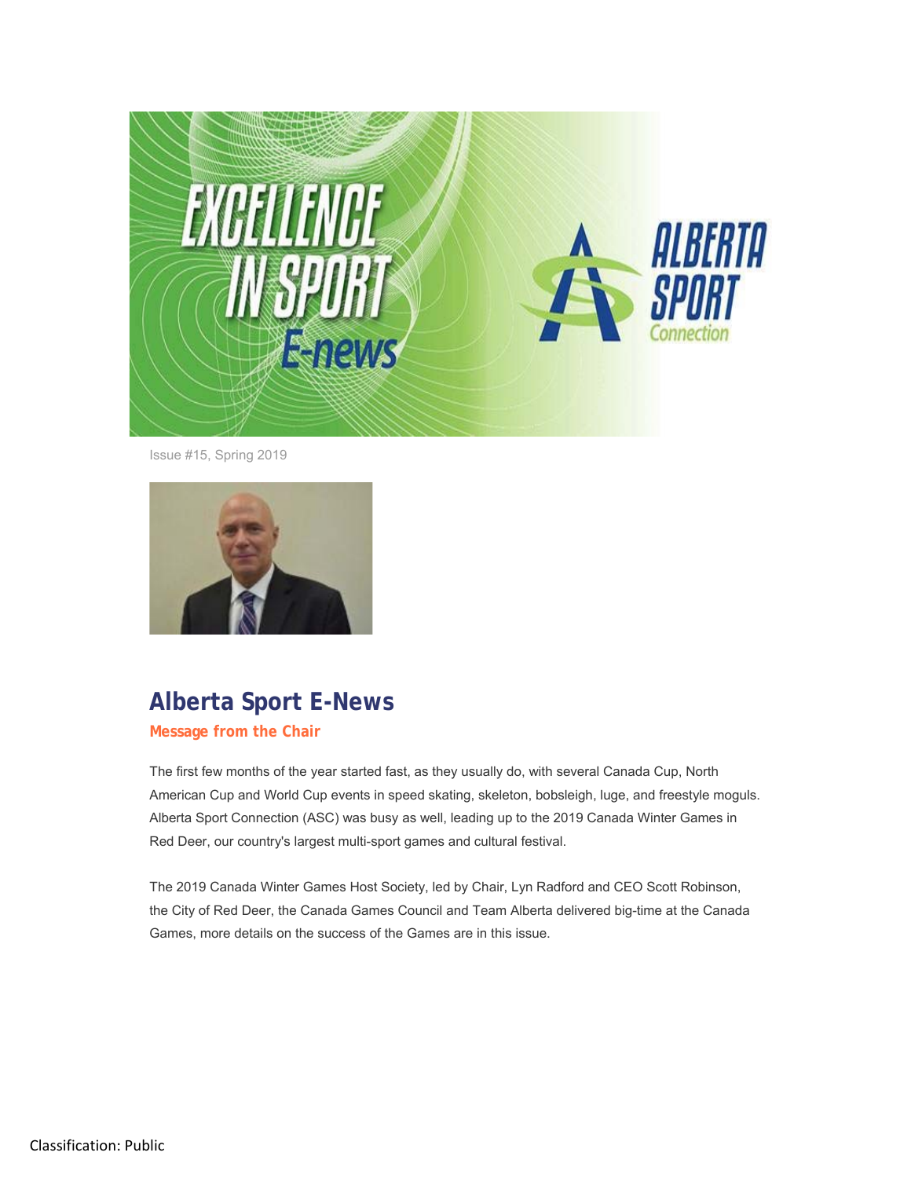Issue #15, Spring 2019

## Alberta Sport E-News

### Message from the Chair

The first few months of the year started fast, as they usually do, with several Canada Cup, North American Cup and World Cup events in speed skating, skeleton, bobsleigh, luge, and freestyle moguls. Alberta Sport Connection (ASC) was busy as well, leading up to the 2019 Canada Winter Games in Red Deer, our country's largest multi-sport games and cultural festival.

The 2019 Canada Winter Games Host Society, led by Chair, Lyn Radford and CEO Scott Robinson, the City of Red Deer, the Canada Games Council and Team Alberta delivered big-time at the Canada Games, more details on the success of the Games are in this issue.

Classification: Public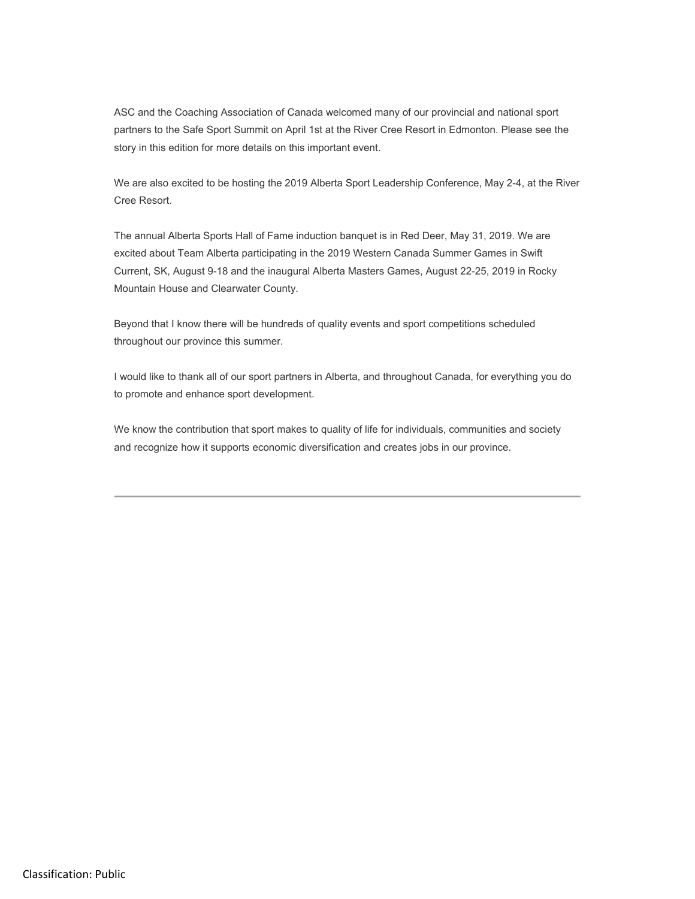ASC and the Coaching Association of Canada welcomed many of our provincial and national sport partners to the Safe Sport Summit on April 1st at the River Cree Resort in Edmonton. Please see the story in this edition for more details on this important event.

We are also excited to be hosting the 2019 Alberta Sport Leadership Conference, May 2-4, at the River Cree Resort.

The annual Alberta Sports Hall of Fame induction banquet is in Red Deer, May 31, 2019. We are excited about Team Alberta participating in the 2019 Western Canada Summer Games in Swift Current, SK, August 9-18 and the inaugural Alberta Masters Games, August 22-25, 2019 in Rocky Mountain House and Clearwater County.

Beyond that I know there will be hundreds of quality events and sport competitions scheduled throughout our province this summer.

I would like to thank all of our sport partners in Alberta, and throughout Canada, for everything you do to promote and enhance sport development.

We know the contribution that sport makes to quality of life for individuals, communities and society and recognize how it supports economic diversification and creates jobs in our province.

---

Classification: Public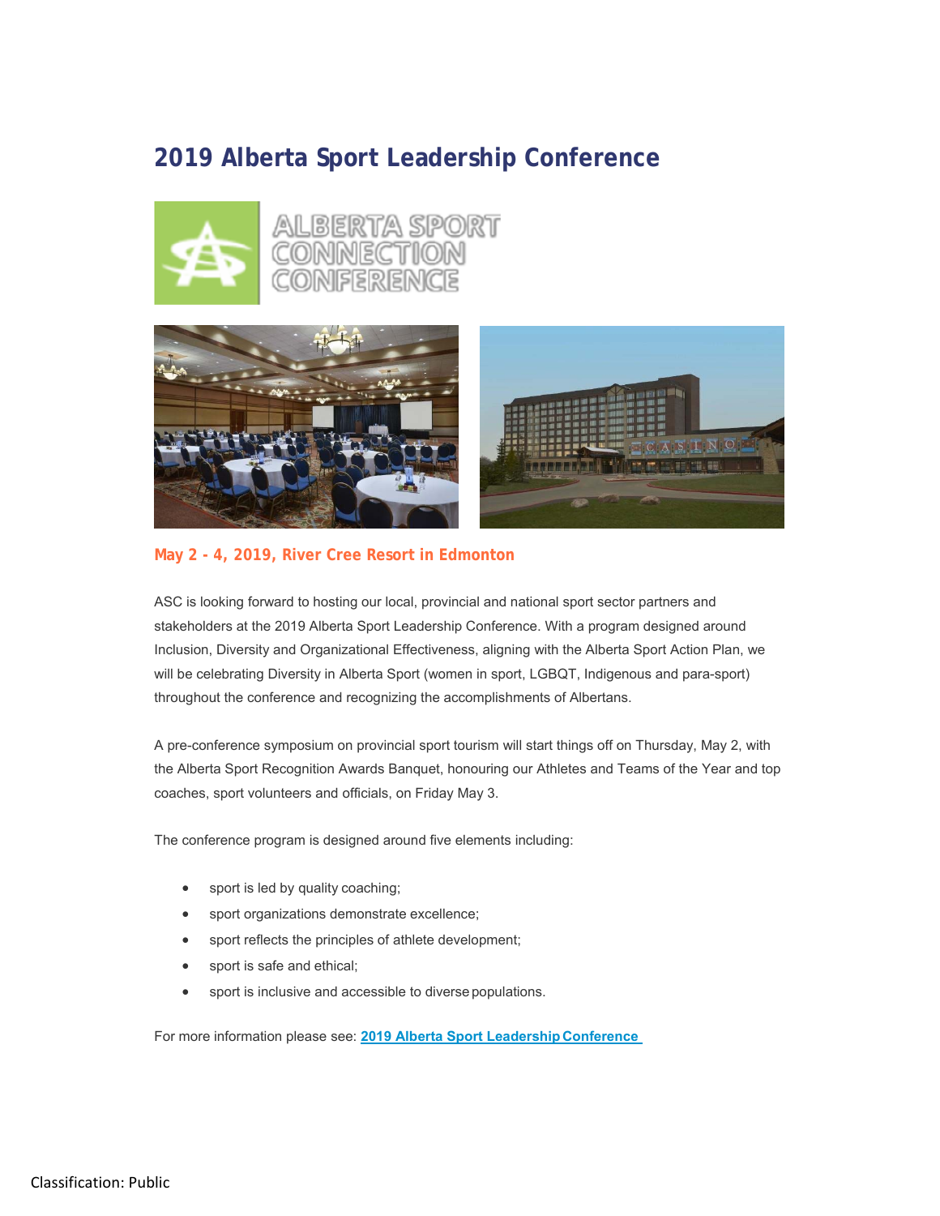# 2019 Alberta Sport Leadership Conference

**May 2 - 4, 2019, River Cree Resort in Edmonton**

ASC is looking forward to hosting our local, provincial and national sport sector partners and stakeholders at the 2019 Alberta Sport Leadership Conference. With a program designed around Inclusion, Diversity and Organizational Effectiveness, aligning with the Alberta Sport Action Plan, we will be celebrating Diversity in Alberta Sport (women in sport, LGBQT, Indigenous and para-sport) throughout the conference and recognizing the accomplishments of Albertans.

A pre-conference symposium on provincial sport tourism will start things off on Thursday, May 2, with the Alberta Sport Recognition Awards Banquet, honouring our Athletes and Teams of the Year and top coaches, sport volunteers and officials, on Friday May 3.

The conference program is designed around five elements including:

- sport is led by quality coaching;
- sport organizations demonstrate excellence;
- sport reflects the principles of athlete development;
- sport is safe and ethical;
- sport is inclusive and accessible to diverse populations.

For more information please see: **2019 Alberta Sport Leadership Conference**

Classification: Public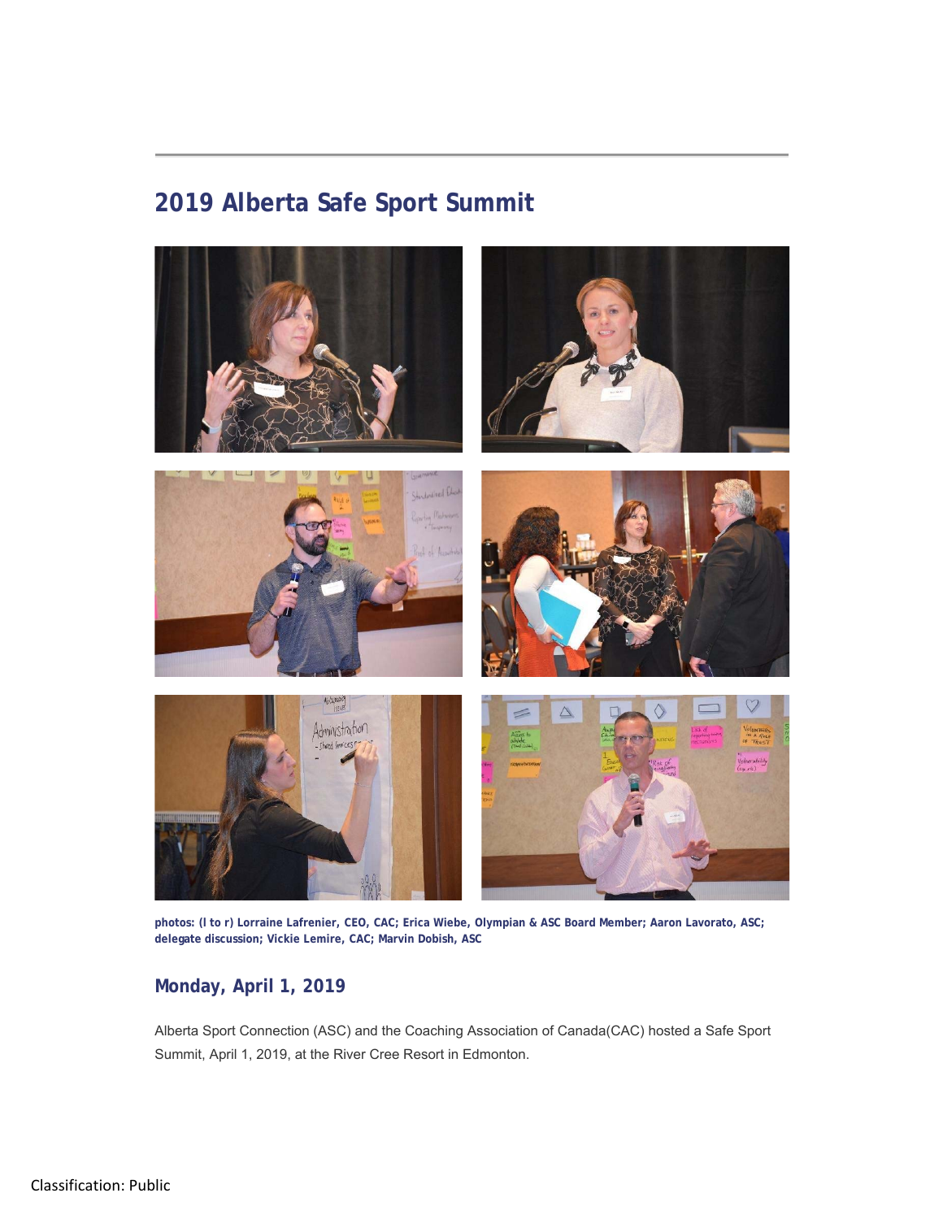## 2019 Alberta Safe Sport Summit

**photos: (l to r) Lorraine Lafrenier, CEO, CAC; Erica Wiebe, Olympian & ASC Board Member; Aaron Lavorato, ASC; delegate discussion; Vickie Lemire, CAC; Marvin Dobish, ASC**

### Monday, April 1, 2019

Alberta Sport Connection (ASC) and the Coaching Association of Canada(CAC) hosted a Safe Sport Summit, April 1, 2019, at the River Cree Resort in Edmonton.

Classification: Public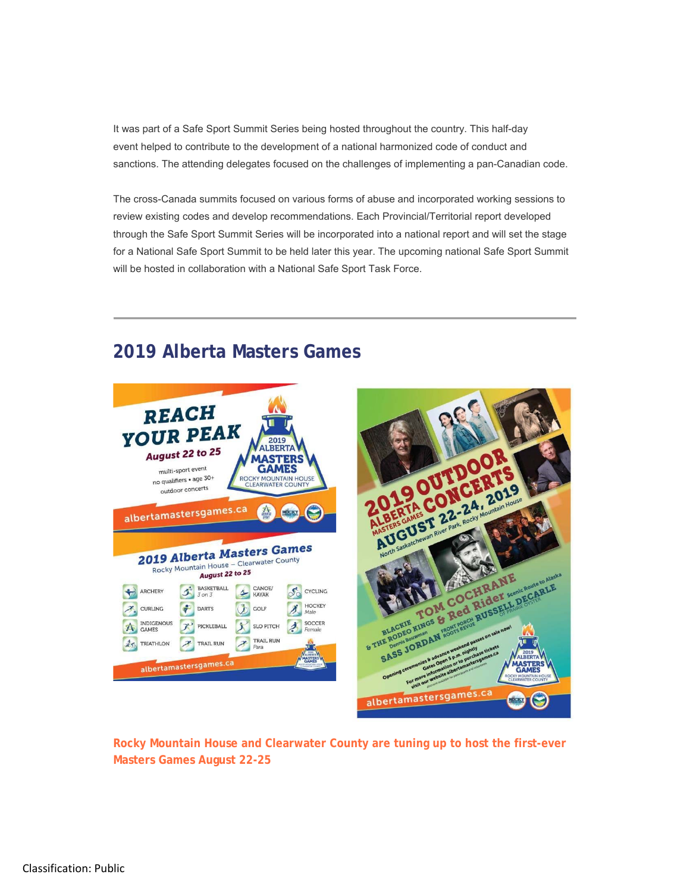It was part of a Safe Sport Summit Series being hosted throughout the country. This half-day event helped to contribute to the development of a national harmonized code of conduct and sanctions. The attending delegates focused on the challenges of implementing a pan-Canadian code.

The cross-Canada summits focused on various forms of abuse and incorporated working sessions to review existing codes and develop recommendations. Each Provincial/Territorial report developed through the Safe Sport Summit Series will be incorporated into a national report and will set the stage for a National Safe Sport Summit to be held later this year. The upcoming national Safe Sport Summit will be hosted in collaboration with a National Safe Sport Task Force.

---

## 2019 Alberta Masters Games

**Rocky Mountain House and Clearwater County are tuning up to host the first-ever Masters Games August 22-25**

Classification: Public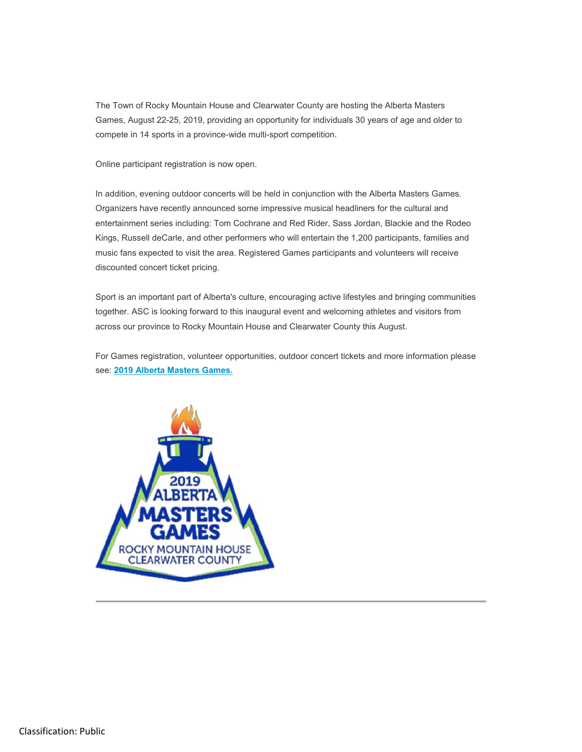The Town of Rocky Mountain House and Clearwater County are hosting the Alberta Masters Games, August 22-25, 2019, providing an opportunity for individuals 30 years of age and older to compete in 14 sports in a province-wide multi-sport competition.

Online participant registration is now open.

In addition, evening outdoor concerts will be held in conjunction with the Alberta Masters Games. Organizers have recently announced some impressive musical headliners for the cultural and entertainment series including: Tom Cochrane and Red Rider, Sass Jordan, Blackie and the Rodeo Kings, Russell deCarle, and other performers who will entertain the 1,200 participants, families and music fans expected to visit the area. Registered Games participants and volunteers will receive discounted concert ticket pricing.

Sport is an important part of Alberta's culture, encouraging active lifestyles and bringing communities together. ASC is looking forward to this inaugural event and welcoming athletes and visitors from across our province to Rocky Mountain House and Clearwater County this August.

For Games registration, volunteer opportunities, outdoor concert tickets and more information please see: **2019 Alberta Masters Games.**

2019 ALBERTA MASTERS GAMES
ROCKY MOUNTAIN HOUSE
CLEARWATER COUNTY

---

Classification: Public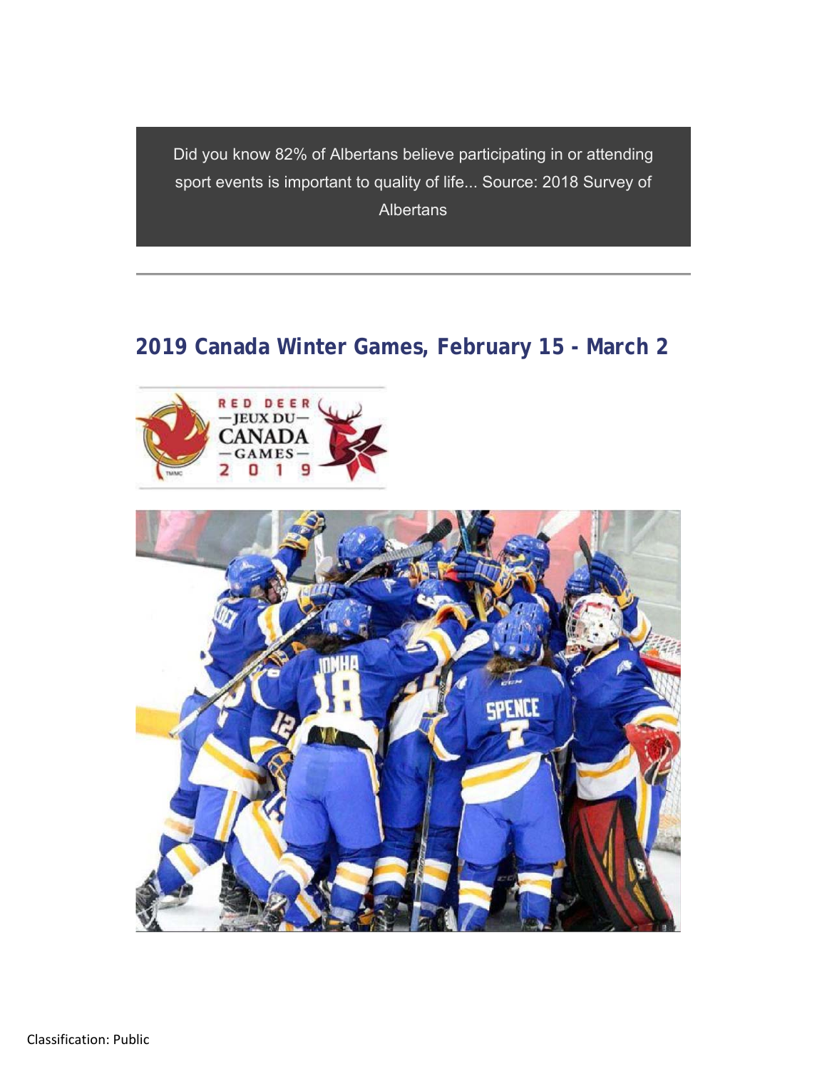Did you know 82% of Albertans believe participating in or attending sport events is important to quality of life... Source: 2018 Survey of Albertans

---

## 2019 Canada Winter Games, February 15 - March 2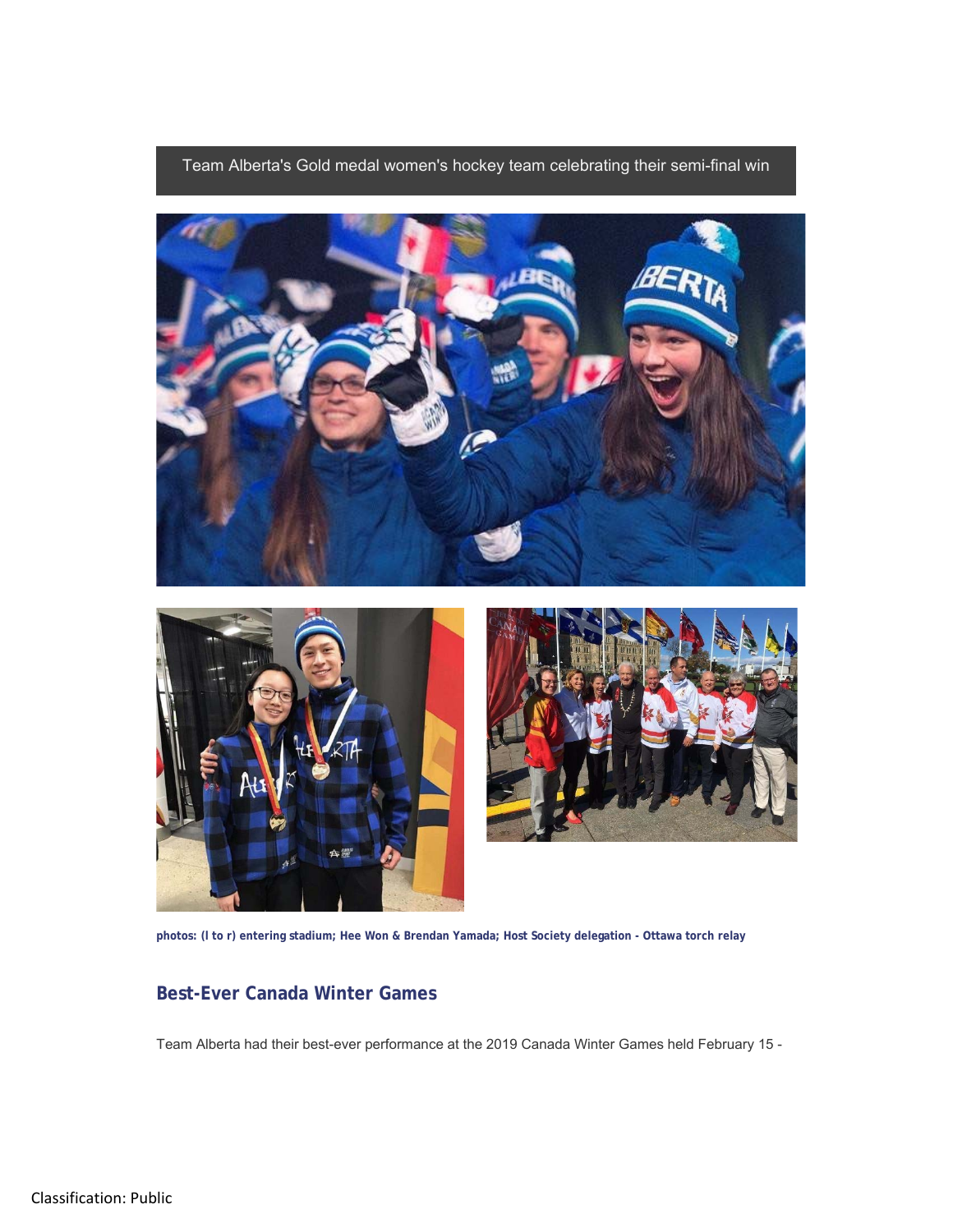Team Alberta's Gold medal women's hockey team celebrating their semi-final win

**photos: (l to r) entering stadium; Hee Won & Brendan Yamada; Host Society delegation - Ottawa torch relay**

## Best-Ever Canada Winter Games

Team Alberta had their best-ever performance at the 2019 Canada Winter Games held February 15 -

Classification: Public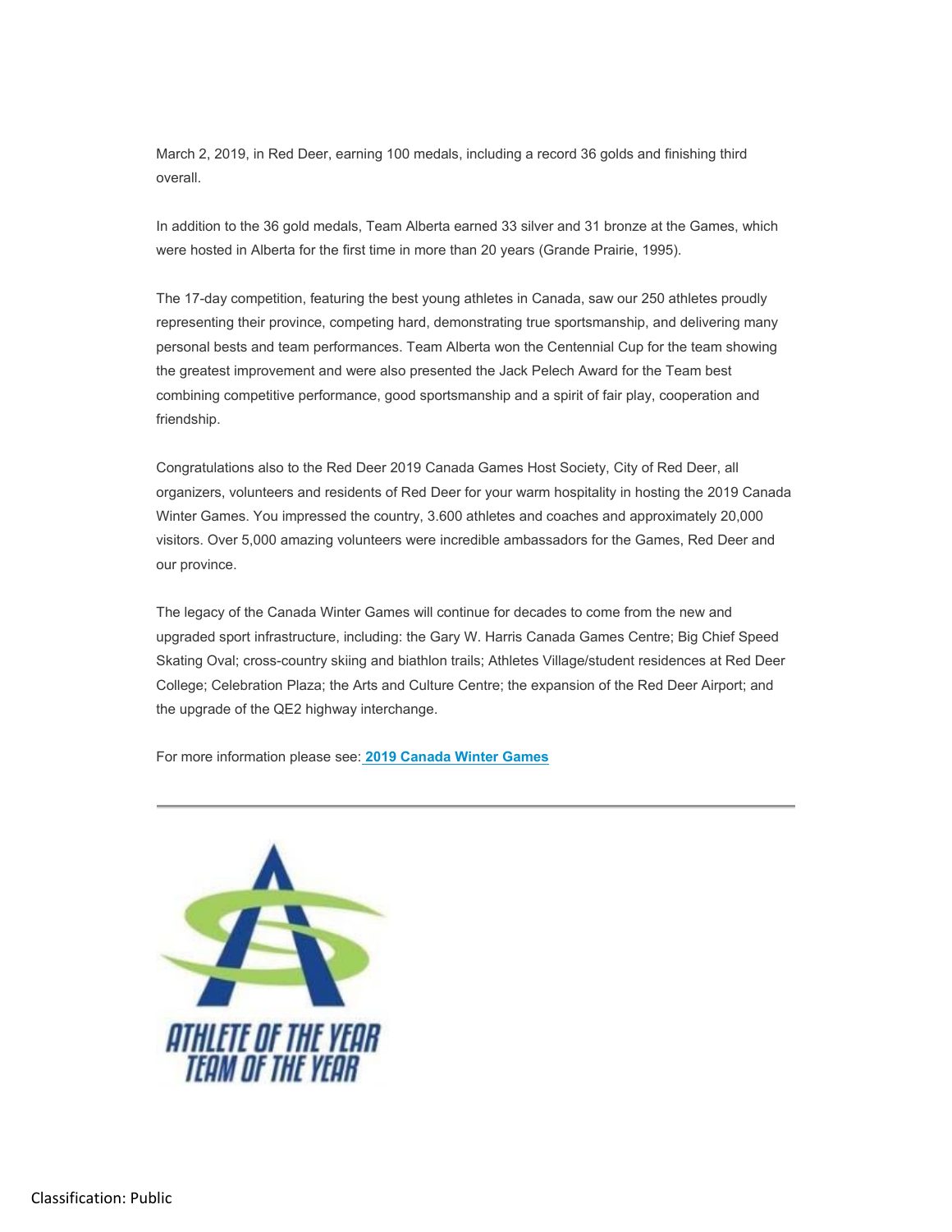March 2, 2019, in Red Deer, earning 100 medals, including a record 36 golds and finishing third overall.

In addition to the 36 gold medals, Team Alberta earned 33 silver and 31 bronze at the Games, which were hosted in Alberta for the first time in more than 20 years (Grande Prairie, 1995).

The 17-day competition, featuring the best young athletes in Canada, saw our 250 athletes proudly representing their province, competing hard, demonstrating true sportsmanship, and delivering many personal bests and team performances. Team Alberta won the Centennial Cup for the team showing the greatest improvement and were also presented the Jack Pelech Award for the Team best combining competitive performance, good sportsmanship and a spirit of fair play, cooperation and friendship.

Congratulations also to the Red Deer 2019 Canada Games Host Society, City of Red Deer, all organizers, volunteers and residents of Red Deer for your warm hospitality in hosting the 2019 Canada Winter Games. You impressed the country, 3.600 athletes and coaches and approximately 20,000 visitors. Over 5,000 amazing volunteers were incredible ambassadors for the Games, Red Deer and our province.

The legacy of the Canada Winter Games will continue for decades to come from the new and upgraded sport infrastructure, including: the Gary W. Harris Canada Games Centre; Big Chief Speed Skating Oval; cross-country skiing and biathlon trails; Athletes Village/student residences at Red Deer College; Celebration Plaza; the Arts and Culture Centre; the expansion of the Red Deer Airport; and the upgrade of the QE2 highway interchange.

For more information please see: **2019 Canada Winter Games**

---

ATHLETE OF THE YEAR
TEAM OF THE YEAR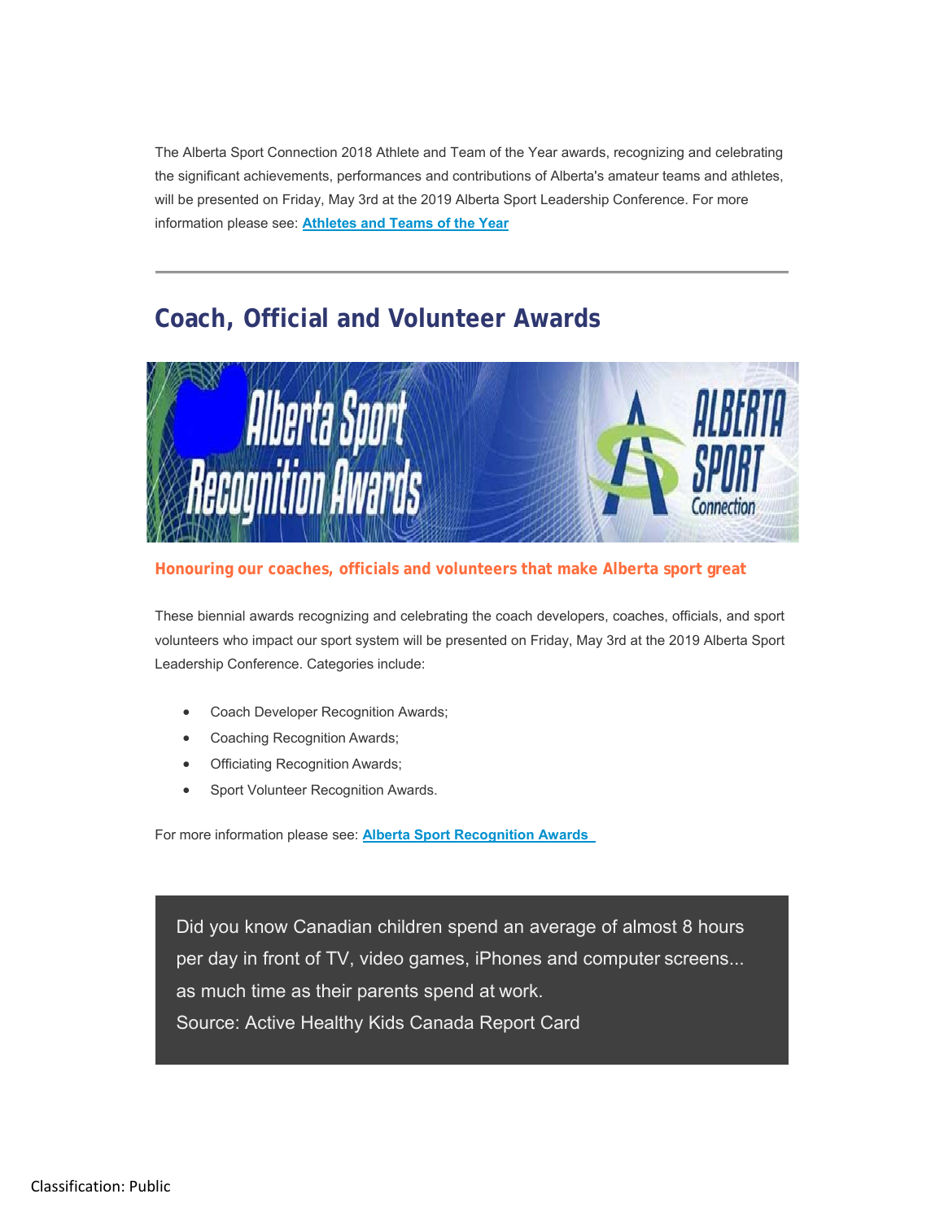The Alberta Sport Connection 2018 Athlete and Team of the Year awards, recognizing and celebrating the significant achievements, performances and contributions of Alberta's amateur teams and athletes, will be presented on Friday, May 3rd at the 2019 Alberta Sport Leadership Conference. For more information please see: **Athletes and Teams of the Year**

---

## Coach, Official and Volunteer Awards

**Honouring our coaches, officials and volunteers that make Alberta sport great**

These biennial awards recognizing and celebrating the coach developers, coaches, officials, and sport volunteers who impact our sport system will be presented on Friday, May 3rd at the 2019 Alberta Sport Leadership Conference. Categories include:

- Coach Developer Recognition Awards;
- Coaching Recognition Awards;
- Officiating Recognition Awards;
- Sport Volunteer Recognition Awards.

For more information please see: **Alberta Sport Recognition Awards**

> Did you know Canadian children spend an average of almost 8 hours per day in front of TV, video games, iPhones and computer screens... as much time as their parents spend at work.
> Source: Active Healthy Kids Canada Report Card

Classification: Public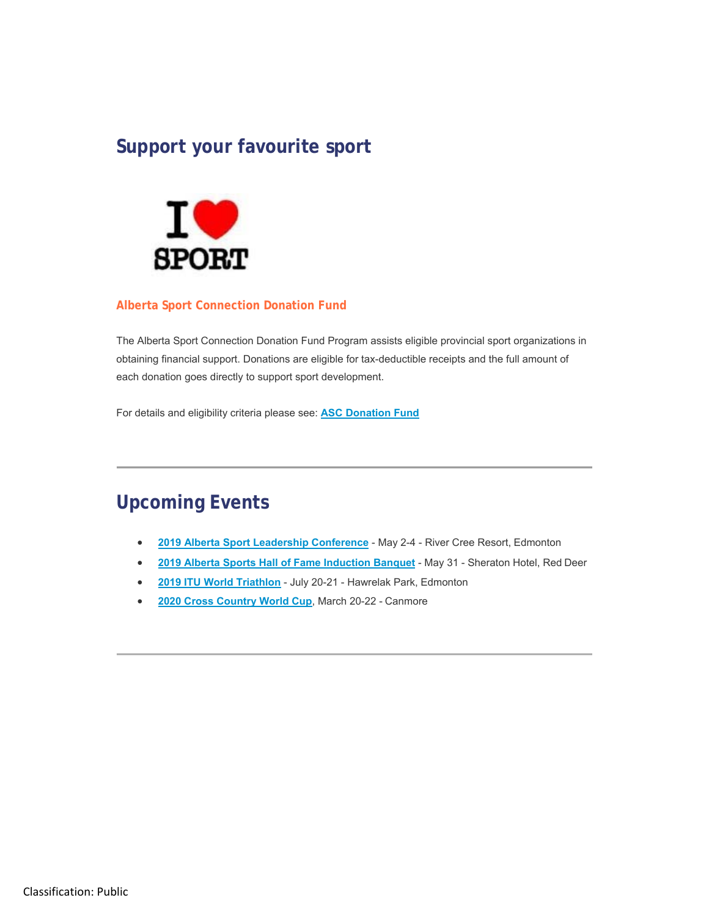## Support your favourite sport

### Alberta Sport Connection Donation Fund

The Alberta Sport Connection Donation Fund Program assists eligible provincial sport organizations in obtaining financial support. Donations are eligible for tax-deductible receipts and the full amount of each donation goes directly to support sport development.

For details and eligibility criteria please see: **ASC Donation Fund**

---

## Upcoming Events

- **2019 Alberta Sport Leadership Conference** - May 2-4 - River Cree Resort, Edmonton
- **2019 Alberta Sports Hall of Fame Induction Banquet** - May 31 - Sheraton Hotel, Red Deer
- **2019 ITU World Triathlon** - July 20-21 - Hawrelak Park, Edmonton
- **2020 Cross Country World Cup**, March 20-22 - Canmore

---

Classification: Public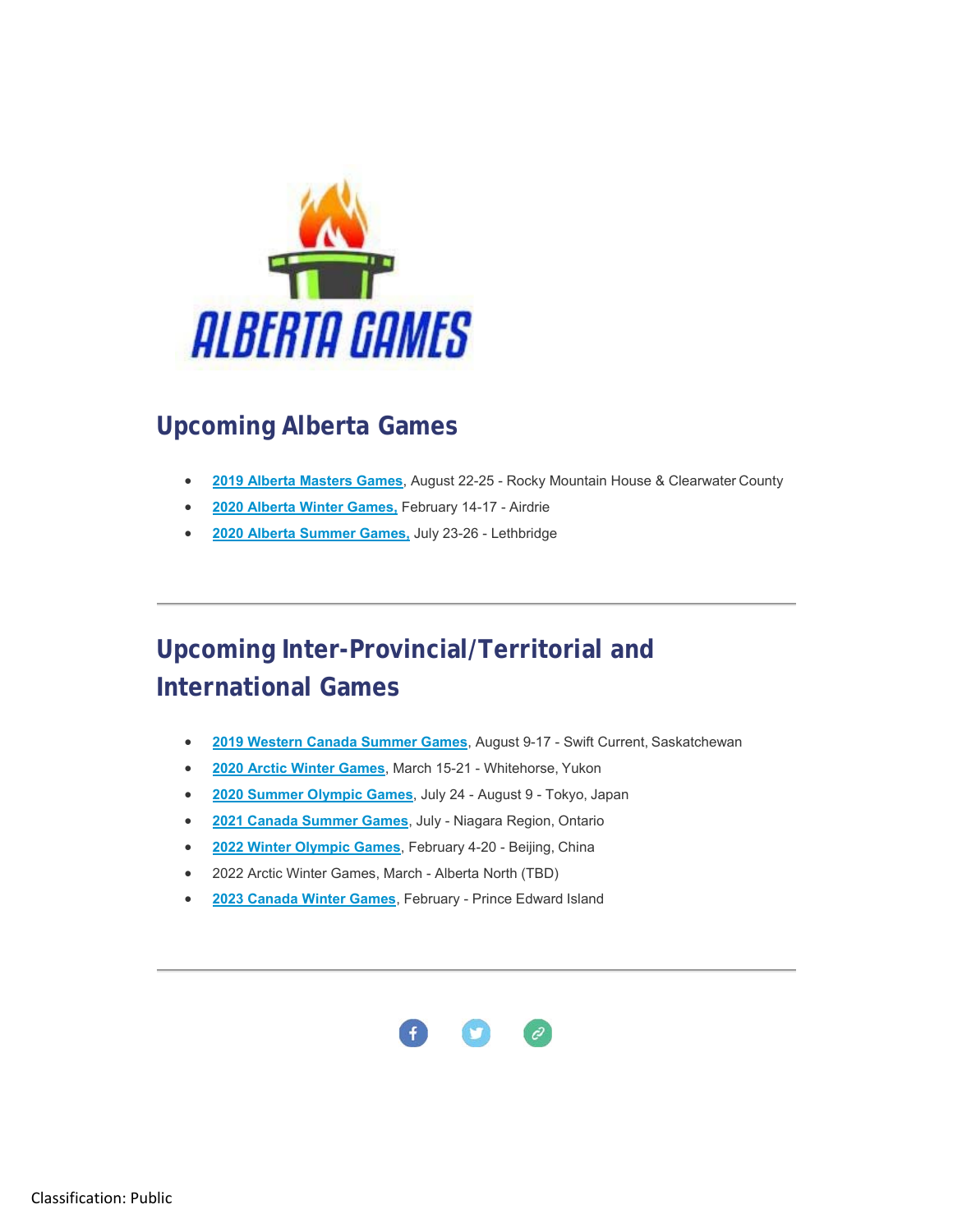## Upcoming Alberta Games

- **2019 Alberta Masters Games**, August 22-25 - Rocky Mountain House & Clearwater County
- **2020 Alberta Winter Games,** February 14-17 - Airdrie
- **2020 Alberta Summer Games,** July 23-26 - Lethbridge

---

## Upcoming Inter-Provincial/Territorial and International Games

- **2019 Western Canada Summer Games**, August 9-17 - Swift Current, Saskatchewan
- **2020 Arctic Winter Games**, March 15-21 - Whitehorse, Yukon
- **2020 Summer Olympic Games**, July 24 - August 9 - Tokyo, Japan
- **2021 Canada Summer Games**, July - Niagara Region, Ontario
- **2022 Winter Olympic Games**, February 4-20 - Beijing, China
- 2022 Arctic Winter Games, March - Alberta North (TBD)
- **2023 Canada Winter Games**, February - Prince Edward Island

---

Classification: Public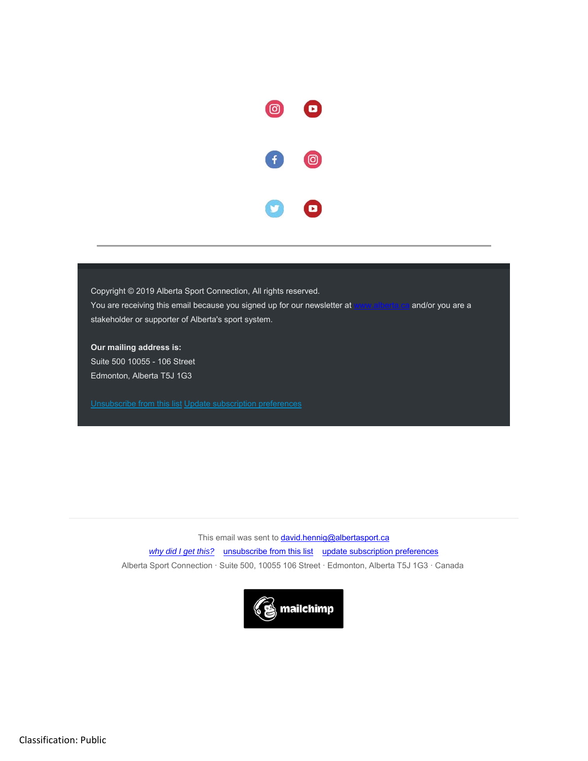Copyright © 2019 Alberta Sport Connection, All rights reserved.
You are receiving this email because you signed up for our newsletter at www.alberta.ca and/or you are a stakeholder or supporter of Alberta's sport system.

**Our mailing address is:**
Suite 500 10055 - 106 Street
Edmonton, Alberta T5J 1G3

Unsubscribe from this list Update subscription preferences

This email was sent to david.hennig@albertasport.ca
*why did I get this?* unsubscribe from this list update subscription preferences
Alberta Sport Connection · Suite 500, 10055 106 Street · Edmonton, Alberta T5J 1G3 · Canada

mailchimp

Classification: Public